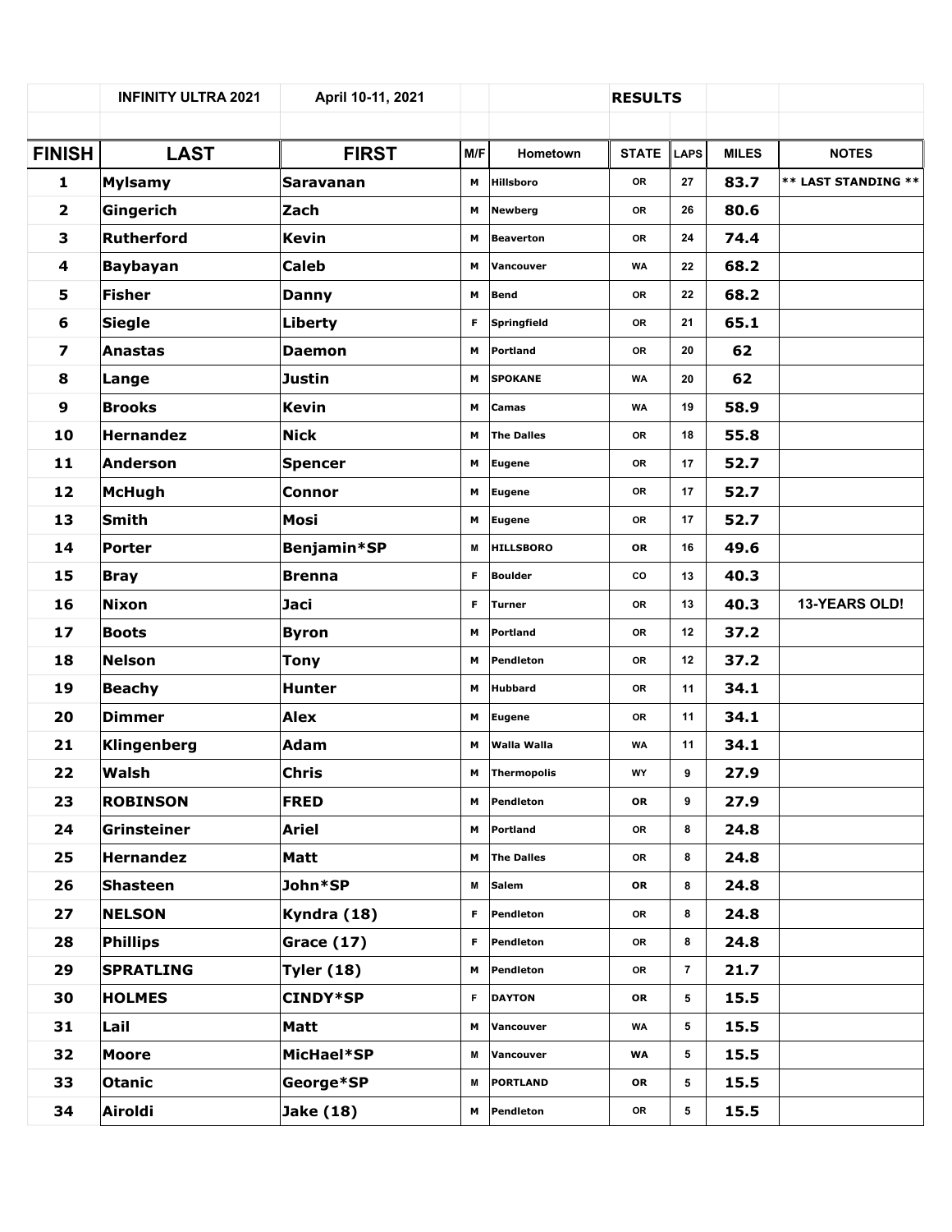| | INFINITY ULTRA 2021 | April 10-11, 2021 | | | RESULTS | | | |
|---|---|---|---|---|---|---|---|---|
| **FINISH** | **LAST** | **FIRST** | **M/F** | **Hometown** | **STATE** | **LAPS** | **MILES** | **NOTES** |
| 1 | Mylsamy | Saravanan | M | Hillsboro | OR | 27 | 83.7 | ** LAST STANDING ** |
| 2 | Gingerich | Zach | M | Newberg | OR | 26 | 80.6 | |
| 3 | Rutherford | Kevin | M | Beaverton | OR | 24 | 74.4 | |
| 4 | Baybayan | Caleb | M | Vancouver | WA | 22 | 68.2 | |
| 5 | Fisher | Danny | M | Bend | OR | 22 | 68.2 | |
| 6 | Siegle | Liberty | F | Springfield | OR | 21 | 65.1 | |
| 7 | Anastas | Daemon | M | Portland | OR | 20 | 62 | |
| 8 | Lange | Justin | M | SPOKANE | WA | 20 | 62 | |
| 9 | Brooks | Kevin | M | Camas | WA | 19 | 58.9 | |
| 10 | Hernandez | Nick | M | The Dalles | OR | 18 | 55.8 | |
| 11 | Anderson | Spencer | M | Eugene | OR | 17 | 52.7 | |
| 12 | McHugh | Connor | M | Eugene | OR | 17 | 52.7 | |
| 13 | Smith | Mosi | M | Eugene | OR | 17 | 52.7 | |
| 14 | Porter | Benjamin*SP | M | HILLSBORO | OR | 16 | 49.6 | |
| 15 | Bray | Brenna | F | Boulder | CO | 13 | 40.3 | |
| 16 | Nixon | Jaci | F | Turner | OR | 13 | 40.3 | 13-YEARS OLD! |
| 17 | Boots | Byron | M | Portland | OR | 12 | 37.2 | |
| 18 | Nelson | Tony | M | Pendleton | OR | 12 | 37.2 | |
| 19 | Beachy | Hunter | M | Hubbard | OR | 11 | 34.1 | |
| 20 | Dimmer | Alex | M | Eugene | OR | 11 | 34.1 | |
| 21 | Klingenberg | Adam | M | Walla Walla | WA | 11 | 34.1 | |
| 22 | Walsh | Chris | M | Thermopolis | WY | 9 | 27.9 | |
| 23 | ROBINSON | FRED | M | Pendleton | OR | 9 | 27.9 | |
| 24 | Grinsteiner | Ariel | M | Portland | OR | 8 | 24.8 | |
| 25 | Hernandez | Matt | M | The Dalles | OR | 8 | 24.8 | |
| 26 | Shasteen | John*SP | M | Salem | OR | 8 | 24.8 | |
| 27 | NELSON | Kyndra (18) | F | Pendleton | OR | 8 | 24.8 | |
| 28 | Phillips | Grace (17) | F | Pendleton | OR | 8 | 24.8 | |
| 29 | SPRATLING | Tyler (18) | M | Pendleton | OR | 7 | 21.7 | |
| 30 | HOLMES | CINDY*SP | F | DAYTON | OR | 5 | 15.5 | |
| 31 | Lail | Matt | M | Vancouver | WA | 5 | 15.5 | |
| 32 | Moore | MicHael*SP | M | Vancouver | WA | 5 | 15.5 | |
| 33 | Otanic | George*SP | M | PORTLAND | OR | 5 | 15.5 | |
| 34 | Airoldi | Jake (18) | M | Pendleton | OR | 5 | 15.5 | |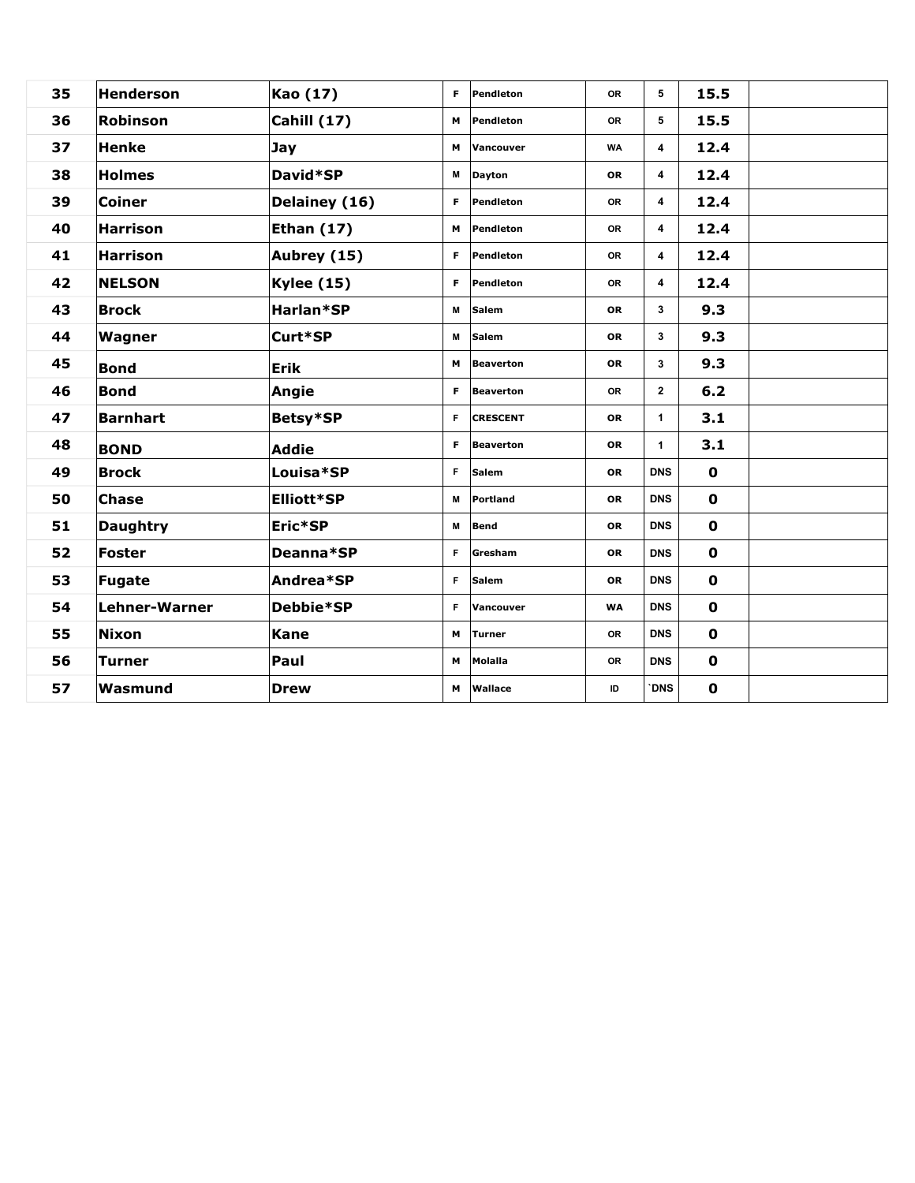| | | | | | | | | |
|---|---|---|---|---|---|---|---|---|
| 35 | Henderson | Kao (17) | F | Pendleton | OR | 5 | 15.5 | |
| 36 | Robinson | Cahill (17) | M | Pendleton | OR | 5 | 15.5 | |
| 37 | Henke | Jay | M | Vancouver | WA | 4 | 12.4 | |
| 38 | Holmes | David*SP | M | Dayton | OR | 4 | 12.4 | |
| 39 | Coiner | Delainey (16) | F | Pendleton | OR | 4 | 12.4 | |
| 40 | Harrison | Ethan (17) | M | Pendleton | OR | 4 | 12.4 | |
| 41 | Harrison | Aubrey (15) | F | Pendleton | OR | 4 | 12.4 | |
| 42 | NELSON | Kylee (15) | F | Pendleton | OR | 4 | 12.4 | |
| 43 | Brock | Harlan*SP | M | Salem | OR | 3 | 9.3 | |
| 44 | Wagner | Curt*SP | M | Salem | OR | 3 | 9.3 | |
| 45 | Bond | Erik | M | Beaverton | OR | 3 | 9.3 | |
| 46 | Bond | Angie | F | Beaverton | OR | 2 | 6.2 | |
| 47 | Barnhart | Betsy*SP | F | CRESCENT | OR | 1 | 3.1 | |
| 48 | BOND | Addie | F | Beaverton | OR | 1 | 3.1 | |
| 49 | Brock | Louisa*SP | F | Salem | OR | DNS | 0 | |
| 50 | Chase | Elliott*SP | M | Portland | OR | DNS | 0 | |
| 51 | Daughtry | Eric*SP | M | Bend | OR | DNS | 0 | |
| 52 | Foster | Deanna*SP | F | Gresham | OR | DNS | 0 | |
| 53 | Fugate | Andrea*SP | F | Salem | OR | DNS | 0 | |
| 54 | Lehner-Warner | Debbie*SP | F | Vancouver | WA | DNS | 0 | |
| 55 | Nixon | Kane | M | Turner | OR | DNS | 0 | |
| 56 | Turner | Paul | M | Molalla | OR | DNS | 0 | |
| 57 | Wasmund | Drew | M | Wallace | ID | `DNS | 0 | |